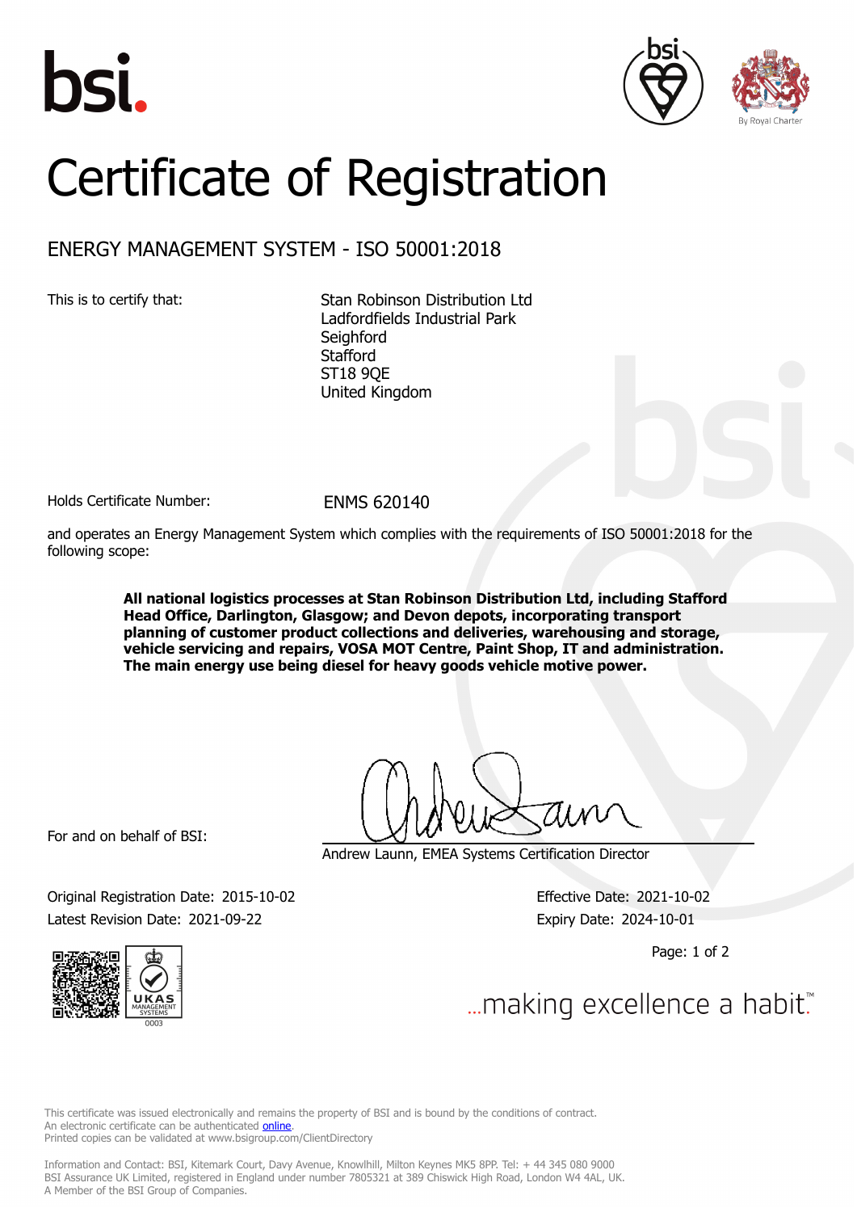# Certificate of Registration

## ENERGY MANAGEMENT SYSTEM - ISO 50001:2018

This is to certify that:

Stan Robinson Distribution Ltd
Ladfordfields Industrial Park
Seighford
Stafford
ST18 9QE
United Kingdom

Holds Certificate Number: ENMS 620140

and operates an Energy Management System which complies with the requirements of ISO 50001:2018 for the following scope:

**All national logistics processes at Stan Robinson Distribution Ltd, including Stafford Head Office, Darlington, Glasgow; and Devon depots, incorporating transport planning of customer product collections and deliveries, warehousing and storage, vehicle servicing and repairs, VOSA MOT Centre, Paint Shop, IT and administration. The main energy use being diesel for heavy goods vehicle motive power.**

For and on behalf of BSI:

Andrew Launn, EMEA Systems Certification Director

Original Registration Date: 2015-10-02
Latest Revision Date: 2021-09-22

Effective Date: 2021-10-02
Expiry Date: 2024-10-01

...making excellence a habit.™

This certificate was issued electronically and remains the property of BSI and is bound by the conditions of contract.
An electronic certificate can be authenticated online.
Printed copies can be validated at www.bsigroup.com/ClientDirectory

Information and Contact: BSI, Kitemark Court, Davy Avenue, Knowlhill, Milton Keynes MK5 8PP. Tel: + 44 345 080 9000
BSI Assurance UK Limited, registered in England under number 7805321 at 389 Chiswick High Road, London W4 4AL, UK.
A Member of the BSI Group of Companies.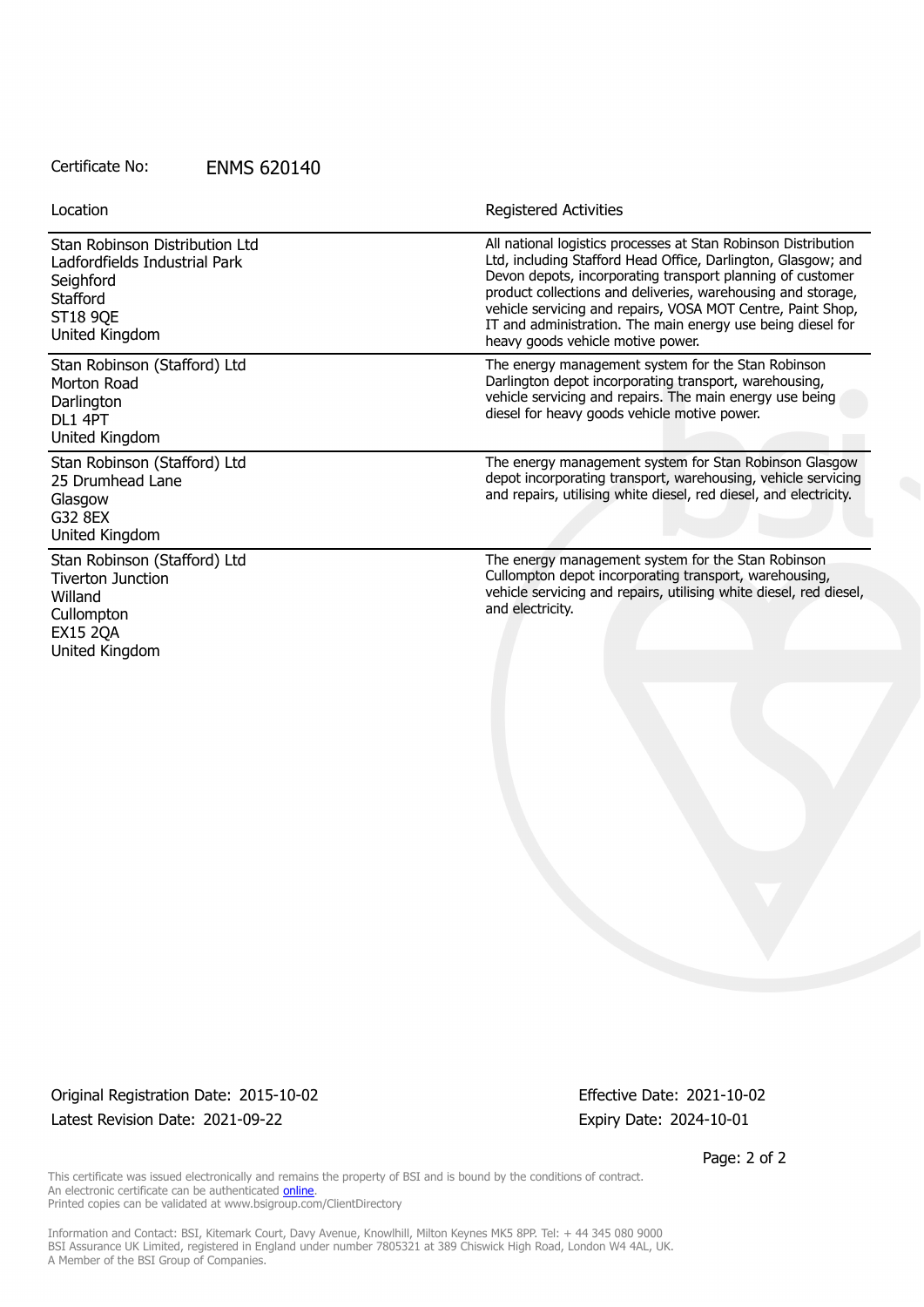Certificate No: ENMS 620140

| Location | Registered Activities |
| --- | --- |
| Stan Robinson Distribution Ltd<br>Ladfordfields Industrial Park<br>Seighford<br>Stafford<br>ST18 9QE<br>United Kingdom | All national logistics processes at Stan Robinson Distribution Ltd, including Stafford Head Office, Darlington, Glasgow; and Devon depots, incorporating transport planning of customer product collections and deliveries, warehousing and storage, vehicle servicing and repairs, VOSA MOT Centre, Paint Shop, IT and administration. The main energy use being diesel for heavy goods vehicle motive power. |
| Stan Robinson (Stafford) Ltd<br>Morton Road<br>Darlington<br>DL1 4PT<br>United Kingdom | The energy management system for the Stan Robinson Darlington depot incorporating transport, warehousing, vehicle servicing and repairs. The main energy use being diesel for heavy goods vehicle motive power. |
| Stan Robinson (Stafford) Ltd<br>25 Drumhead Lane<br>Glasgow<br>G32 8EX<br>United Kingdom | The energy management system for Stan Robinson Glasgow depot incorporating transport, warehousing, vehicle servicing and repairs, utilising white diesel, red diesel, and electricity. |
| Stan Robinson (Stafford) Ltd<br>Tiverton Junction<br>Willand<br>Cullompton<br>EX15 2QA<br>United Kingdom | The energy management system for the Stan Robinson Cullompton depot incorporating transport, warehousing, vehicle servicing and repairs, utilising white diesel, red diesel, and electricity. |

Original Registration Date: 2015-10-02
Latest Revision Date: 2021-09-22

Effective Date: 2021-10-02
Expiry Date: 2024-10-01

This certificate was issued electronically and remains the property of BSI and is bound by the conditions of contract.
An electronic certificate can be authenticated online.
Printed copies can be validated at www.bsigroup.com/ClientDirectory

Information and Contact: BSI, Kitemark Court, Davy Avenue, Knowlhill, Milton Keynes MK5 8PP. Tel: + 44 345 080 9000
BSI Assurance UK Limited, registered in England under number 7805321 at 389 Chiswick High Road, London W4 4AL, UK.
A Member of the BSI Group of Companies.